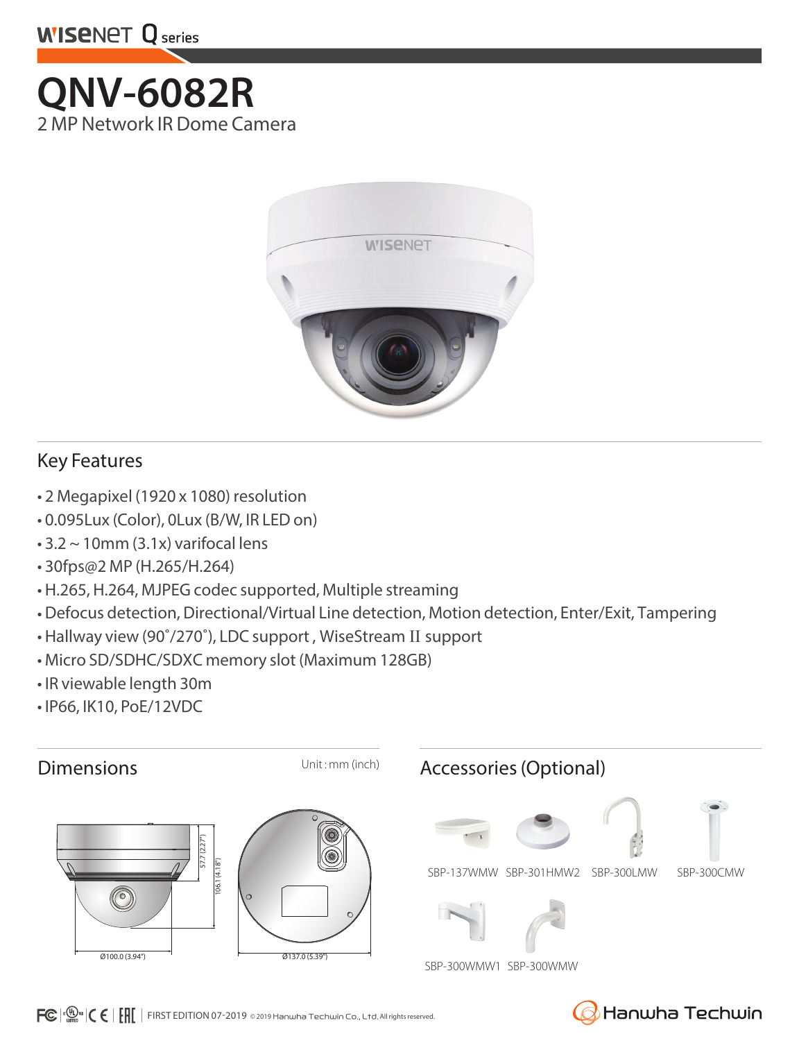WISENET Q series

# QNV-6082R

2 MP Network IR Dome Camera

## Key Features

- 2 Megapixel (1920 x 1080) resolution
- 0.095Lux (Color), 0Lux (B/W, IR LED on)
- 3.2 ~ 10mm (3.1x) varifocal lens
- 30fps@2 MP (H.265/H.264)
- H.265, H.264, MJPEG codec supported, Multiple streaming
- Defocus detection, Directional/Virtual Line detection, Motion detection, Enter/Exit, Tampering
- Hallway view (90˚/270˚), LDC support , WiseStream II support
- Micro SD/SDHC/SDXC memory slot (Maximum 128GB)
- IR viewable length 30m
- IP66, IK10, PoE/12VDC

## Dimensions

Unit : mm (inch)

57.7 (2.27")

106.1 (4.18")

Ø100.0 (3.94")

Ø137.0 (5.39")

## Accessories (Optional)

SBP-137WMW SBP-301HMW2 SBP-300LMW SBP-300CMW

SBP-300WMW1 SBP-300WMW

FIRST EDITION 07-2019 © 2019 Hanwha Techwin Co., Ltd. All rights reserved.

Hanwha Techwin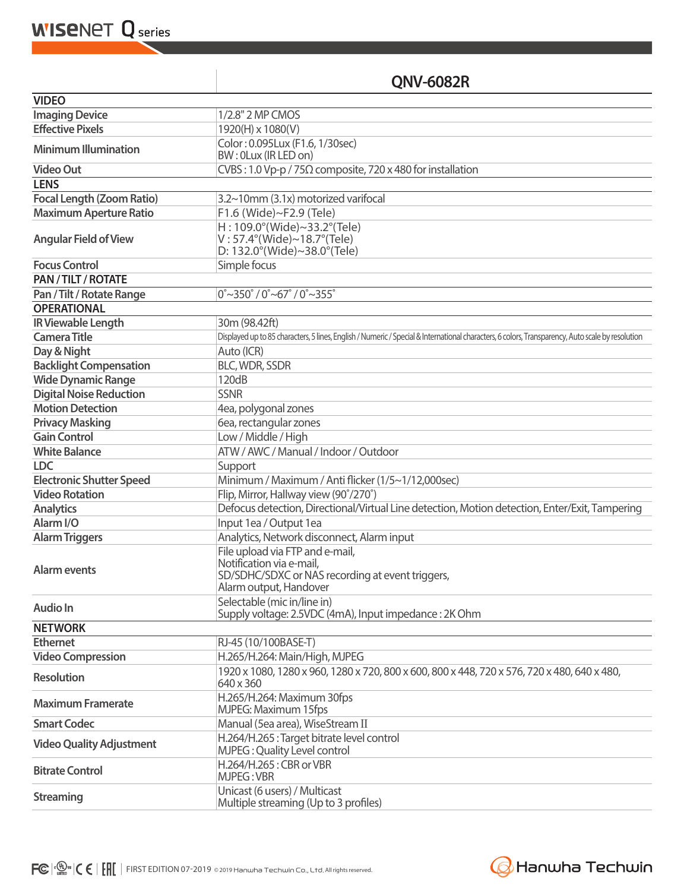| | QNV-6082R |
|---|---|
| **VIDEO** | |
| Imaging Device | 1/2.8" 2 MP CMOS |
| Effective Pixels | 1920(H) x 1080(V) |
| Minimum Illumination | Color : 0.095Lux (F1.6, 1/30sec)<br>BW : 0Lux (IR LED on) |
| Video Out | CVBS : 1.0 Vp-p / 75Ω composite, 720 x 480 for installation |
| **LENS** | |
| Focal Length (Zoom Ratio) | 3.2~10mm (3.1x) motorized varifocal |
| Maximum Aperture Ratio | F1.6 (Wide)~F2.9 (Tele) |
| Angular Field of View | H : 109.0°(Wide)~33.2°(Tele)<br>V : 57.4°(Wide)~18.7°(Tele)<br>D: 132.0°(Wide)~38.0°(Tele) |
| Focus Control | Simple focus |
| **PAN / TILT / ROTATE** | |
| Pan / Tilt / Rotate Range | 0˚~350˚ / 0˚~67˚ / 0˚~355˚ |
| **OPERATIONAL** | |
| IR Viewable Length | 30m (98.42ft) |
| Camera Title | Displayed up to 85 characters, 5 lines, English / Numeric / Special & International characters, 6 colors, Transparency, Auto scale by resolution |
| Day & Night | Auto (ICR) |
| Backlight Compensation | BLC, WDR, SSDR |
| Wide Dynamic Range | 120dB |
| Digital Noise Reduction | SSNR |
| Motion Detection | 4ea, polygonal zones |
| Privacy Masking | 6ea, rectangular zones |
| Gain Control | Low / Middle / High |
| White Balance | ATW / AWC / Manual / Indoor / Outdoor |
| LDC | Support |
| Electronic Shutter Speed | Minimum / Maximum / Anti flicker (1/5~1/12,000sec) |
| Video Rotation | Flip, Mirror, Hallway view (90˚/270˚) |
| Analytics | Defocus detection, Directional/Virtual Line detection, Motion detection, Enter/Exit, Tampering |
| Alarm I/O | Input 1ea / Output 1ea |
| Alarm Triggers | Analytics, Network disconnect, Alarm input |
| Alarm events | File upload via FTP and e-mail,<br>Notification via e-mail,<br>SD/SDHC/SDXC or NAS recording at event triggers,<br>Alarm output, Handover |
| Audio In | Selectable (mic in/line in)<br>Supply voltage: 2.5VDC (4mA), Input impedance : 2K Ohm |
| **NETWORK** | |
| Ethernet | RJ-45 (10/100BASE-T) |
| Video Compression | H.265/H.264: Main/High, MJPEG |
| Resolution | 1920 x 1080, 1280 x 960, 1280 x 720, 800 x 600, 800 x 448, 720 x 576, 720 x 480, 640 x 480, 640 x 360 |
| Maximum Framerate | H.265/H.264: Maximum 30fps<br>MJPEG: Maximum 15fps |
| Smart Codec | Manual (5ea area), WiseStream II |
| Video Quality Adjustment | H.264/H.265 : Target bitrate level control<br>MJPEG : Quality Level control |
| Bitrate Control | H.264/H.265 : CBR or VBR<br>MJPEG : VBR |
| Streaming | Unicast (6 users) / Multicast<br>Multiple streaming (Up to 3 profiles) |

FIRST EDITION 07-2019 © 2019 Hanwha Techwin Co., Ltd. All rights reserved.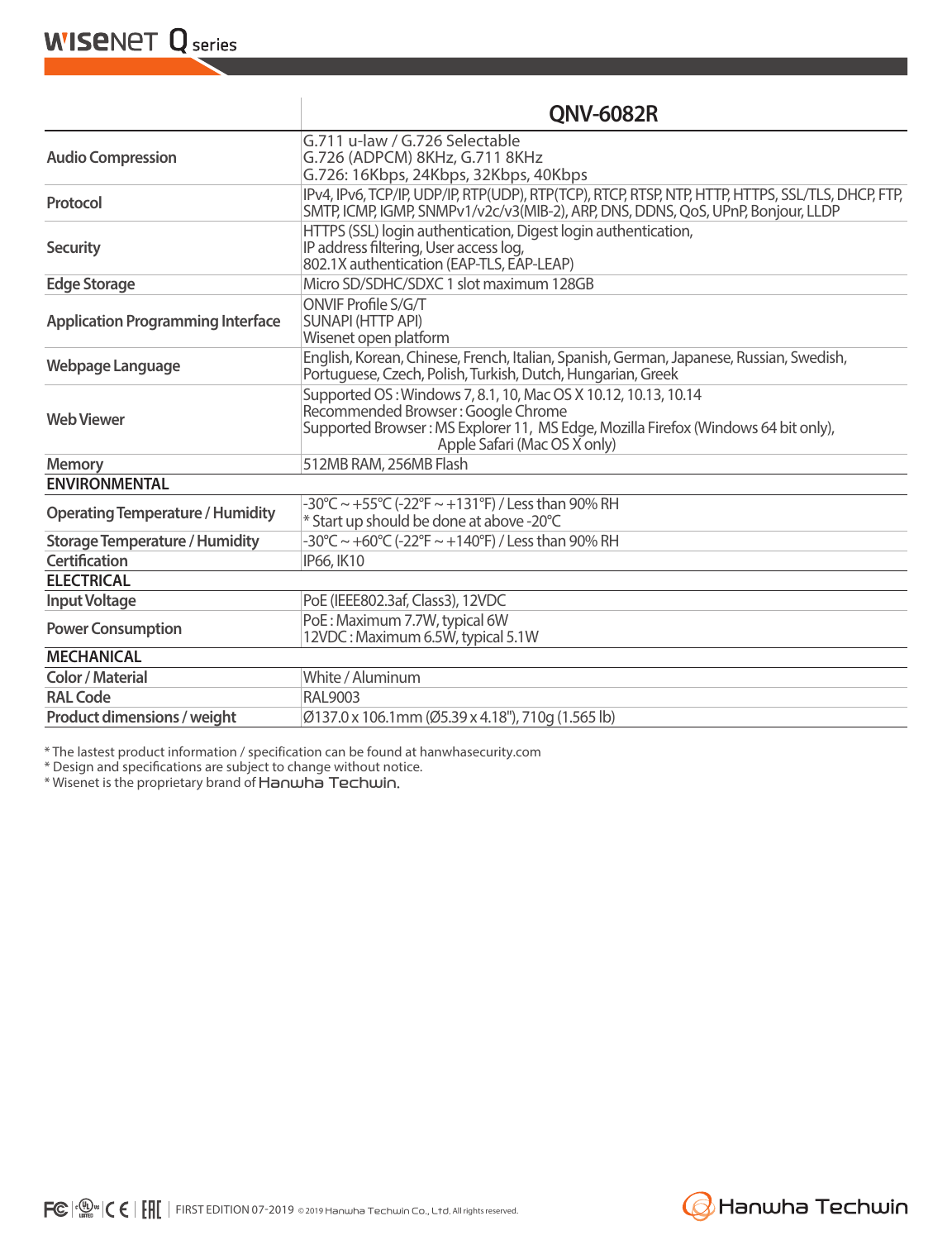| | QNV-6082R |
|---|---|
| Audio Compression | G.711 u-law / G.726 Selectable<br>G.726 (ADPCM) 8KHz, G.711 8KHz<br>G.726: 16Kbps, 24Kbps, 32Kbps, 40Kbps |
| Protocol | IPv4, IPv6, TCP/IP, UDP/IP, RTP(UDP), RTP(TCP), RTCP, RTSP, NTP, HTTP, HTTPS, SSL/TLS, DHCP, FTP, SMTP, ICMP, IGMP, SNMPv1/v2c/v3(MIB-2), ARP, DNS, DDNS, QoS, UPnP, Bonjour, LLDP |
| Security | HTTPS (SSL) login authentication, Digest login authentication,<br>IP address filtering, User access log,<br>802.1X authentication (EAP-TLS, EAP-LEAP) |
| Edge Storage | Micro SD/SDHC/SDXC 1 slot maximum 128GB |
| Application Programming Interface | ONVIF Profile S/G/T<br>SUNAPI (HTTP API)<br>Wisenet open platform |
| Webpage Language | English, Korean, Chinese, French, Italian, Spanish, German, Japanese, Russian, Swedish, Portuguese, Czech, Polish, Turkish, Dutch, Hungarian, Greek |
| Web Viewer | Supported OS : Windows 7, 8.1, 10, Mac OS X 10.12, 10.13, 10.14<br>Recommended Browser : Google Chrome<br>Supported Browser : MS Explorer 11, MS Edge, Mozilla Firefox (Windows 64 bit only), Apple Safari (Mac OS X only) |
| Memory | 512MB RAM, 256MB Flash |
| **ENVIRONMENTAL** | |
| Operating Temperature / Humidity | -30°C ~ +55°C (-22°F ~ +131°F) / Less than 90% RH<br>* Start up should be done at above -20°C |
| Storage Temperature / Humidity | -30°C ~ +60°C (-22°F ~ +140°F) / Less than 90% RH |
| Certification | IP66, IK10 |
| **ELECTRICAL** | |
| Input Voltage | PoE (IEEE802.3af, Class3), 12VDC |
| Power Consumption | PoE : Maximum 7.7W, typical 6W<br>12VDC : Maximum 6.5W, typical 5.1W |
| **MECHANICAL** | |
| Color / Material | White / Aluminum |
| RAL Code | RAL9003 |
| Product dimensions / weight | Ø137.0 x 106.1mm (Ø5.39 x 4.18"), 710g (1.565 lb) |

* The lastest product information / specification can be found at hanwhasecurity.com
* Design and specifications are subject to change without notice.
* Wisenet is the proprietary brand of Hanwha Techwin.

FIRST EDITION 07-2019 ©2019 Hanwha Techwin Co., Ltd. All rights reserved.